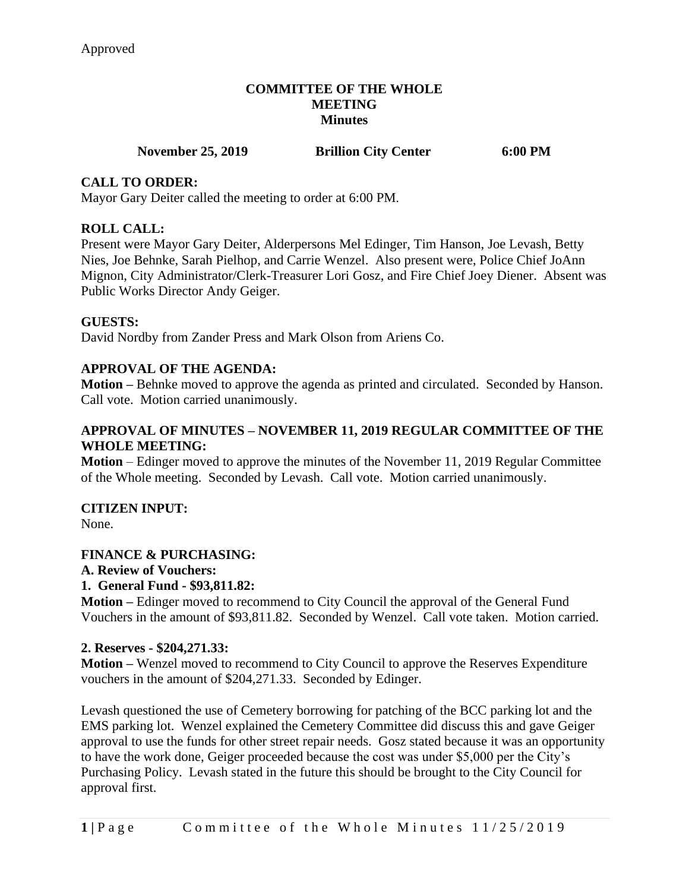Approved

# COMMITTEE OF THE WHOLE MEETING Minutes

**November 25, 2019 Brillion City Center 6:00 PM**

## CALL TO ORDER:

Mayor Gary Deiter called the meeting to order at 6:00 PM.

## ROLL CALL:

Present were Mayor Gary Deiter, Alderpersons Mel Edinger, Tim Hanson, Joe Levash, Betty Nies, Joe Behnke, Sarah Pielhop, and Carrie Wenzel. Also present were, Police Chief JoAnn Mignon, City Administrator/Clerk-Treasurer Lori Gosz, and Fire Chief Joey Diener. Absent was Public Works Director Andy Geiger.

## GUESTS:

David Nordby from Zander Press and Mark Olson from Ariens Co.

## APPROVAL OF THE AGENDA:

**Motion –** Behnke moved to approve the agenda as printed and circulated. Seconded by Hanson. Call vote. Motion carried unanimously.

## APPROVAL OF MINUTES – NOVEMBER 11, 2019 REGULAR COMMITTEE OF THE WHOLE MEETING:

**Motion** – Edinger moved to approve the minutes of the November 11, 2019 Regular Committee of the Whole meeting. Seconded by Levash. Call vote. Motion carried unanimously.

## CITIZEN INPUT:

None.

## FINANCE & PURCHASING:

### A. Review of Vouchers:

### 1. General Fund - $93,811.82:

**Motion –** Edinger moved to recommend to City Council the approval of the General Fund Vouchers in the amount of $93,811.82. Seconded by Wenzel. Call vote taken. Motion carried.

### 2. Reserves - $204,271.33:

**Motion –** Wenzel moved to recommend to City Council to approve the Reserves Expenditure vouchers in the amount of $204,271.33. Seconded by Edinger.

Levash questioned the use of Cemetery borrowing for patching of the BCC parking lot and the EMS parking lot. Wenzel explained the Cemetery Committee did discuss this and gave Geiger approval to use the funds for other street repair needs. Gosz stated because it was an opportunity to have the work done, Geiger proceeded because the cost was under $5,000 per the City's Purchasing Policy. Levash stated in the future this should be brought to the City Council for approval first.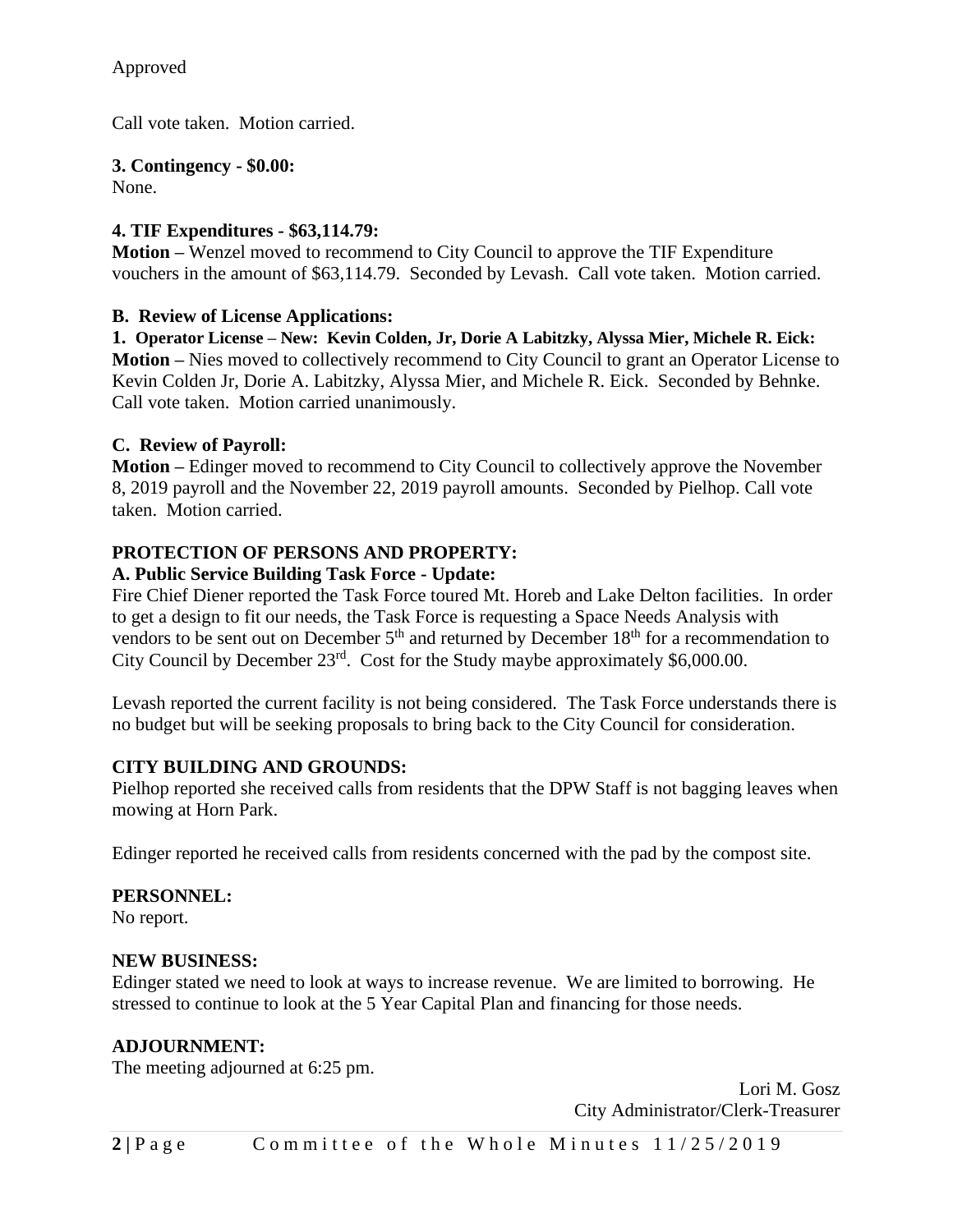Approved

Call vote taken. Motion carried.

**3. Contingency - $0.00:**
None.

**4. TIF Expenditures - $63,114.79:**
**Motion –** Wenzel moved to recommend to City Council to approve the TIF Expenditure vouchers in the amount of $63,114.79. Seconded by Levash. Call vote taken. Motion carried.

**B. Review of License Applications:**

**1. Operator License – New: Kevin Colden, Jr, Dorie A Labitzky, Alyssa Mier, Michele R. Eick:**
**Motion –** Nies moved to collectively recommend to City Council to grant an Operator License to Kevin Colden Jr, Dorie A. Labitzky, Alyssa Mier, and Michele R. Eick. Seconded by Behnke. Call vote taken. Motion carried unanimously.

**C. Review of Payroll:**
**Motion –** Edinger moved to recommend to City Council to collectively approve the November 8, 2019 payroll and the November 22, 2019 payroll amounts. Seconded by Pielhop. Call vote taken. Motion carried.

**PROTECTION OF PERSONS AND PROPERTY:**

**A. Public Service Building Task Force - Update:**
Fire Chief Diener reported the Task Force toured Mt. Horeb and Lake Delton facilities. In order to get a design to fit our needs, the Task Force is requesting a Space Needs Analysis with vendors to be sent out on December 5th and returned by December 18th for a recommendation to City Council by December 23rd. Cost for the Study maybe approximately $6,000.00.

Levash reported the current facility is not being considered. The Task Force understands there is no budget but will be seeking proposals to bring back to the City Council for consideration.

**CITY BUILDING AND GROUNDS:**
Pielhop reported she received calls from residents that the DPW Staff is not bagging leaves when mowing at Horn Park.

Edinger reported he received calls from residents concerned with the pad by the compost site.

**PERSONNEL:**
No report.

**NEW BUSINESS:**
Edinger stated we need to look at ways to increase revenue. We are limited to borrowing. He stressed to continue to look at the 5 Year Capital Plan and financing for those needs.

**ADJOURNMENT:**
The meeting adjourned at 6:25 pm.

Lori M. Gosz
City Administrator/Clerk-Treasurer